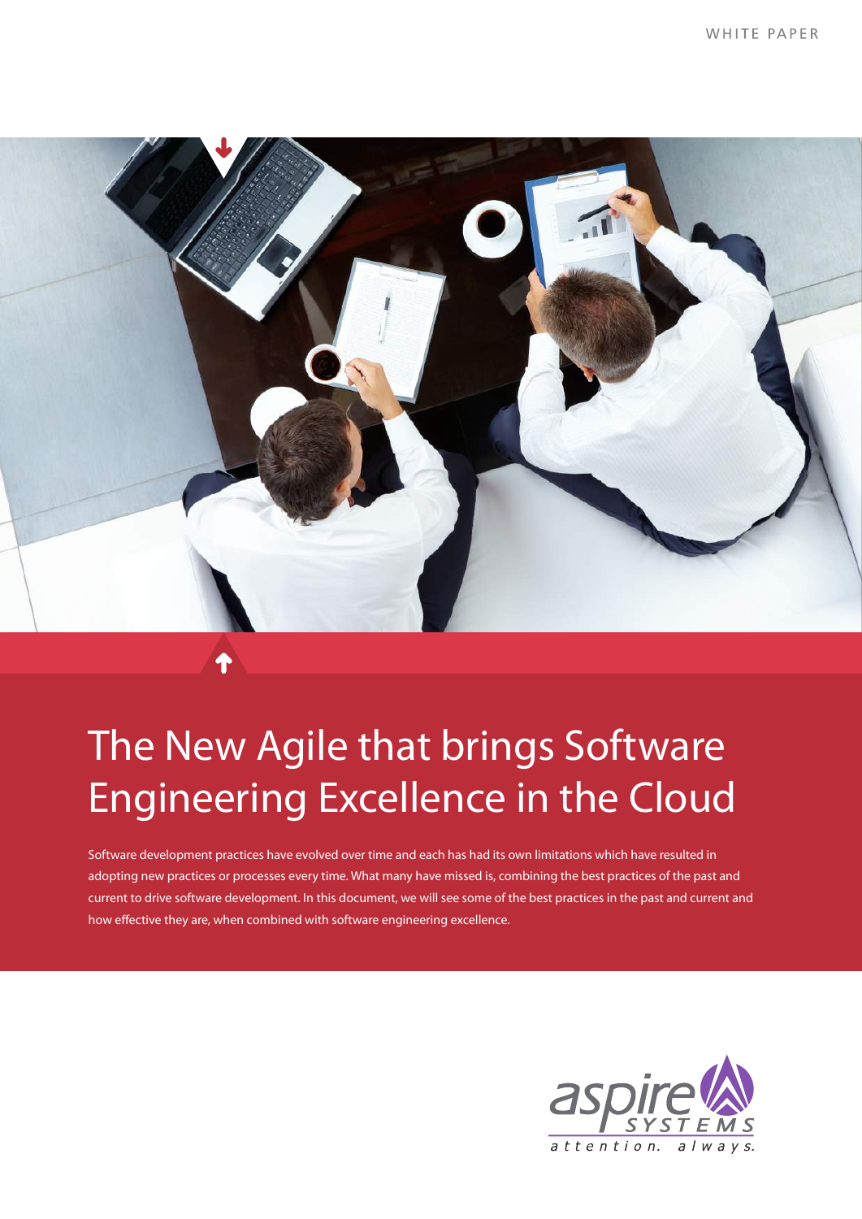WHITE PAPER

# The New Agile that brings Software Engineering Excellence in the Cloud

Software development practices have evolved over time and each has had its own limitations which have resulted in adopting new practices or processes every time. What many have missed is, combining the best practices of the past and current to drive software development. In this document, we will see some of the best practices in the past and current and how effective they are, when combined with software engineering excellence.

aspire SYSTEMS

attention. always.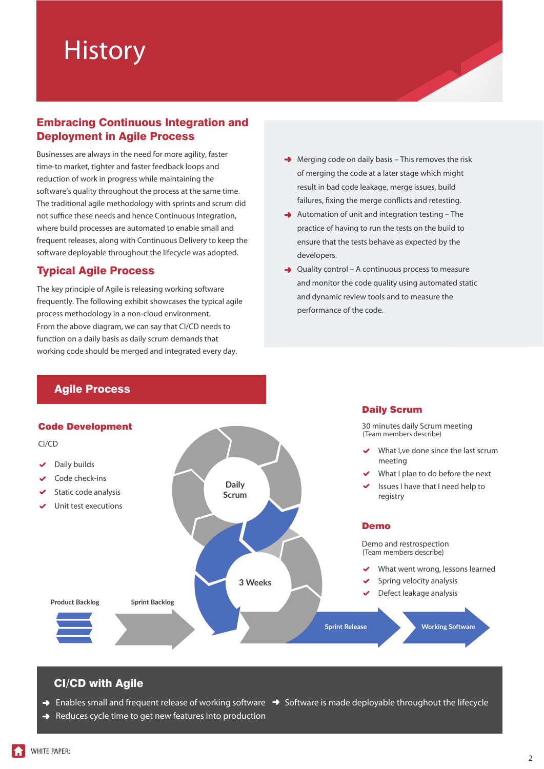# History

## Embracing Continuous Integration and Deployment in Agile Process

Businesses are always in the need for more agility, faster time-to market, tighter and faster feedback loops and reduction of work in progress while maintaining the software's quality throughout the process at the same time. The traditional agile methodology with sprints and scrum did not suffice these needs and hence Continuous Integration, where build processes are automated to enable small and frequent releases, along with Continuous Delivery to keep the software deployable throughout the lifecycle was adopted.

## Typical Agile Process

The key principle of Agile is releasing working software frequently. The following exhibit showcases the typical agile process methodology in a non-cloud environment.
From the above diagram, we can say that CI/CD needs to function on a daily basis as daily scrum demands that working code should be merged and integrated every day.

- Merging code on daily basis – This removes the risk of merging the code at a later stage which might result in bad code leakage, merge issues, build failures, fixing the merge conflicts and retesting.
- Automation of unit and integration testing – The practice of having to run the tests on the build to ensure that the tests behave as expected by the developers.
- Quality control – A continuous process to measure and monitor the code quality using automated static and dynamic review tools and to measure the performance of the code.

## Agile Process

### Code Development

CI/CD

- Daily builds
- Code check-ins
- Static code analysis
- Unit test executions

Daily Scrum

3 Weeks

Product Backlog

Sprint Backlog

Sprint Release

Working Software

### Daily Scrum

30 minutes daily Scrum meeting
(Team members describe)

- What I,ve done since the last scrum meeting
- What I plan to do before the next
- Issues I have that I need help to registry

### Demo

Demo and restrospection
(Team members describe)

- What went wrong, lessons learned
- Spring velocity analysis
- Defect leakage analysis

## CI/CD with Agile

- Enables small and frequent release of working software
- Reduces cycle time to get new features into production
- Software is made deployable throughout the lifecycle

WHITE PAPER: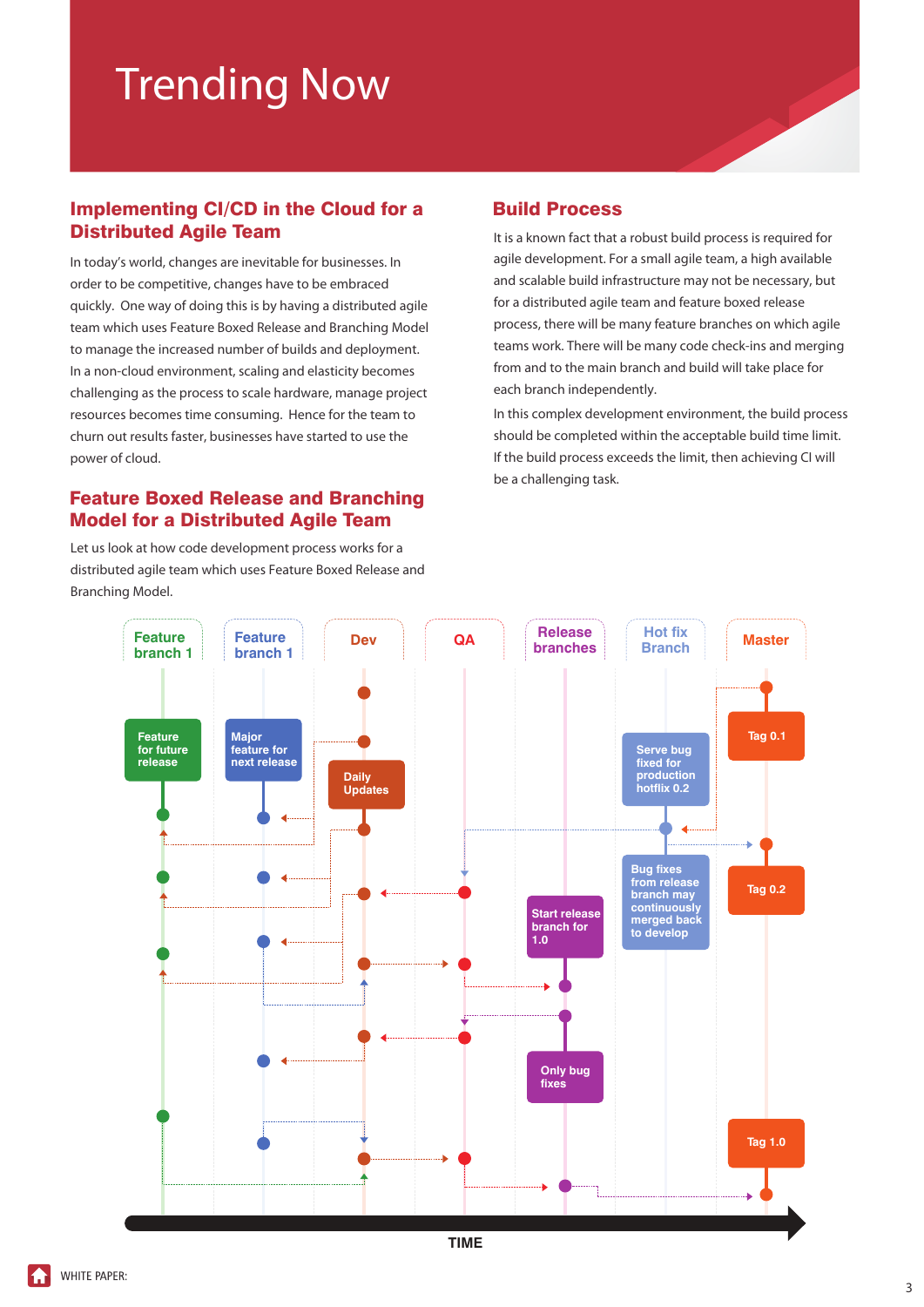# Trending Now

## Implementing CI/CD in the Cloud for a Distributed Agile Team

In today's world, changes are inevitable for businesses. In order to be competitive, changes have to be embraced quickly. One way of doing this is by having a distributed agile team which uses Feature Boxed Release and Branching Model to manage the increased number of builds and deployment. In a non-cloud environment, scaling and elasticity becomes challenging as the process to scale hardware, manage project resources becomes time consuming. Hence for the team to churn out results faster, businesses have started to use the power of cloud.

## Feature Boxed Release and Branching Model for a Distributed Agile Team

Let us look at how code development process works for a distributed agile team which uses Feature Boxed Release and Branching Model.

## Build Process

It is a known fact that a robust build process is required for agile development. For a small agile team, a high available and scalable build infrastructure may not be necessary, but for a distributed agile team and feature boxed release process, there will be many feature branches on which agile teams work. There will be many code check-ins and merging from and to the main branch and build will take place for each branch independently.

In this complex development environment, the build process should be completed within the acceptable build time limit. If the build process exceeds the limit, then achieving CI will be a challenging task.

Feature branch 1 | Feature branch 1 | Dev | QA | Release branches | Hot fix Branch | Master

Feature for future release

Major feature for next release

Daily Updates

Tag 0.1

Serve bug fixed for production hotflix 0.2

Tag 0.2

Bug fixes from release branch may continuously merged back to develop

Start release branch for 1.0

Only bug fixes

Tag 1.0

TIME

WHITE PAPER: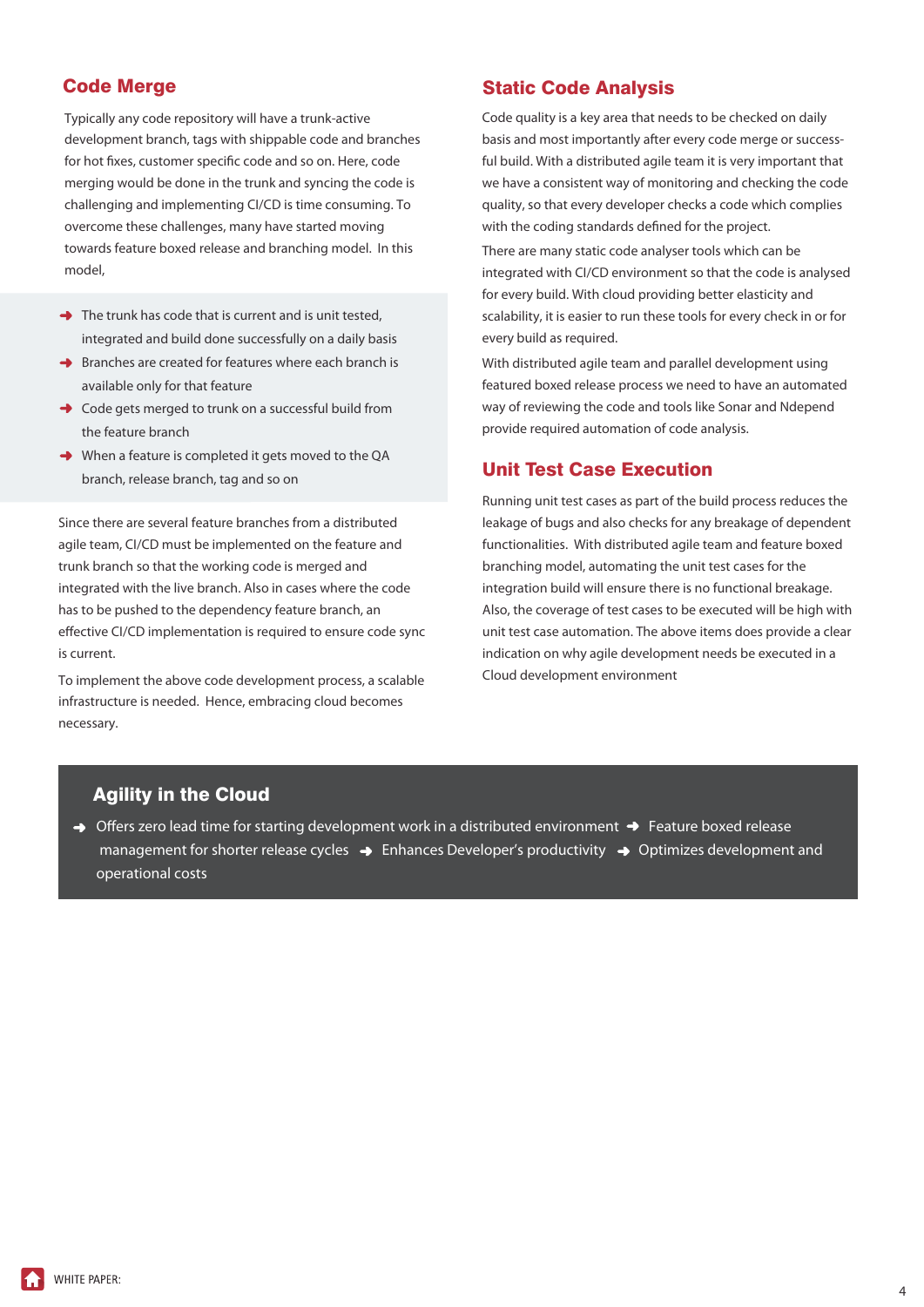## Code Merge

Typically any code repository will have a trunk-active development branch, tags with shippable code and branches for hot fixes, customer specific code and so on. Here, code merging would be done in the trunk and syncing the code is challenging and implementing CI/CD is time consuming. To overcome these challenges, many have started moving towards feature boxed release and branching model. In this model,

- The trunk has code that is current and is unit tested, integrated and build done successfully on a daily basis
- Branches are created for features where each branch is available only for that feature
- Code gets merged to trunk on a successful build from the feature branch
- When a feature is completed it gets moved to the QA branch, release branch, tag and so on

Since there are several feature branches from a distributed agile team, CI/CD must be implemented on the feature and trunk branch so that the working code is merged and integrated with the live branch. Also in cases where the code has to be pushed to the dependency feature branch, an effective CI/CD implementation is required to ensure code sync is current.

To implement the above code development process, a scalable infrastructure is needed. Hence, embracing cloud becomes necessary.

## Static Code Analysis

Code quality is a key area that needs to be checked on daily basis and most importantly after every code merge or successful build. With a distributed agile team it is very important that we have a consistent way of monitoring and checking the code quality, so that every developer checks a code which complies with the coding standards defined for the project.

There are many static code analyser tools which can be integrated with CI/CD environment so that the code is analysed for every build. With cloud providing better elasticity and scalability, it is easier to run these tools for every check in or for every build as required.

With distributed agile team and parallel development using featured boxed release process we need to have an automated way of reviewing the code and tools like Sonar and Ndepend provide required automation of code analysis.

## Unit Test Case Execution

Running unit test cases as part of the build process reduces the leakage of bugs and also checks for any breakage of dependent functionalities. With distributed agile team and feature boxed branching model, automating the unit test cases for the integration build will ensure there is no functional breakage. Also, the coverage of test cases to be executed will be high with unit test case automation. The above items does provide a clear indication on why agile development needs be executed in a Cloud development environment

## Agility in the Cloud

- Offers zero lead time for starting development work in a distributed environment
- Feature boxed release management for shorter release cycles
- Enhances Developer's productivity
- Optimizes development and operational costs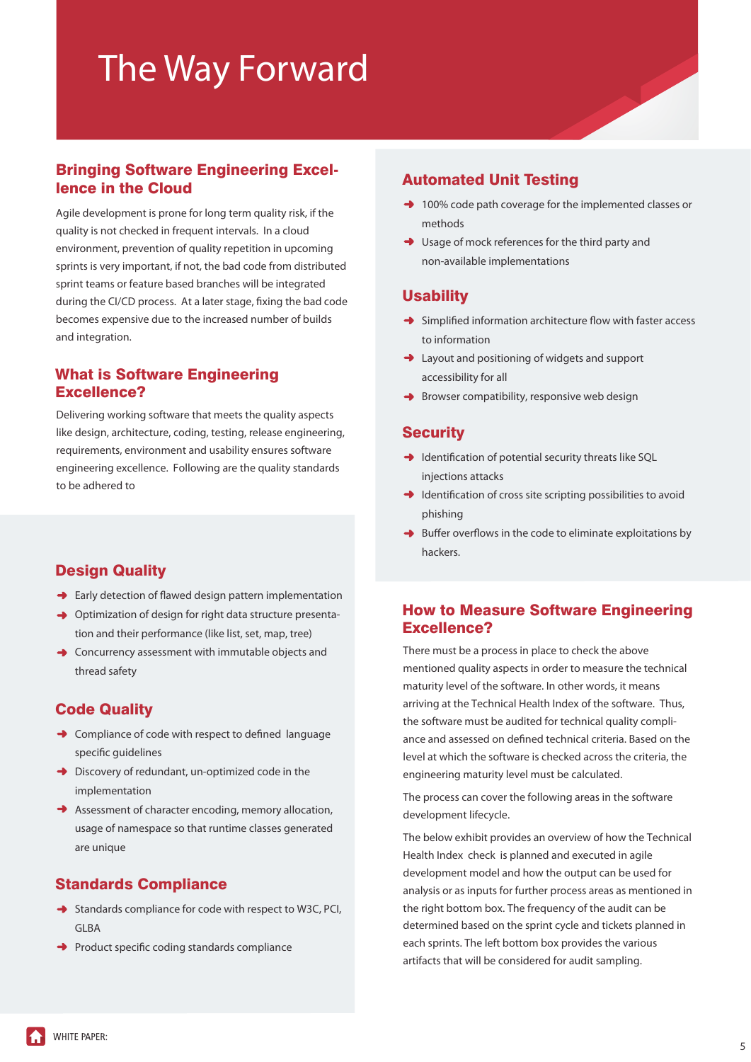# The Way Forward

## Bringing Software Engineering Excellence in the Cloud

Agile development is prone for long term quality risk, if the quality is not checked in frequent intervals. In a cloud environment, prevention of quality repetition in upcoming sprints is very important, if not, the bad code from distributed sprint teams or feature based branches will be integrated during the CI/CD process. At a later stage, fixing the bad code becomes expensive due to the increased number of builds and integration.

## What is Software Engineering Excellence?

Delivering working software that meets the quality aspects like design, architecture, coding, testing, release engineering, requirements, environment and usability ensures software engineering excellence. Following are the quality standards to be adhered to

### Design Quality

- Early detection of flawed design pattern implementation
- Optimization of design for right data structure presentation and their performance (like list, set, map, tree)
- Concurrency assessment with immutable objects and thread safety

### Code Quality

- Compliance of code with respect to defined language specific guidelines
- Discovery of redundant, un-optimized code in the implementation
- Assessment of character encoding, memory allocation, usage of namespace so that runtime classes generated are unique

### Standards Compliance

- Standards compliance for code with respect to W3C, PCI, GLBA
- Product specific coding standards compliance

### Automated Unit Testing

- 100% code path coverage for the implemented classes or methods
- Usage of mock references for the third party and non-available implementations

### Usability

- Simplified information architecture flow with faster access to information
- Layout and positioning of widgets and support accessibility for all
- Browser compatibility, responsive web design

### Security

- Identification of potential security threats like SQL injections attacks
- Identification of cross site scripting possibilities to avoid phishing
- Buffer overflows in the code to eliminate exploitations by hackers.

## How to Measure Software Engineering Excellence?

There must be a process in place to check the above mentioned quality aspects in order to measure the technical maturity level of the software. In other words, it means arriving at the Technical Health Index of the software. Thus, the software must be audited for technical quality compliance and assessed on defined technical criteria. Based on the level at which the software is checked across the criteria, the engineering maturity level must be calculated.

The process can cover the following areas in the software development lifecycle.

The below exhibit provides an overview of how the Technical Health Index check is planned and executed in agile development model and how the output can be used for analysis or as inputs for further process areas as mentioned in the right bottom box. The frequency of the audit can be determined based on the sprint cycle and tickets planned in each sprints. The left bottom box provides the various artifacts that will be considered for audit sampling.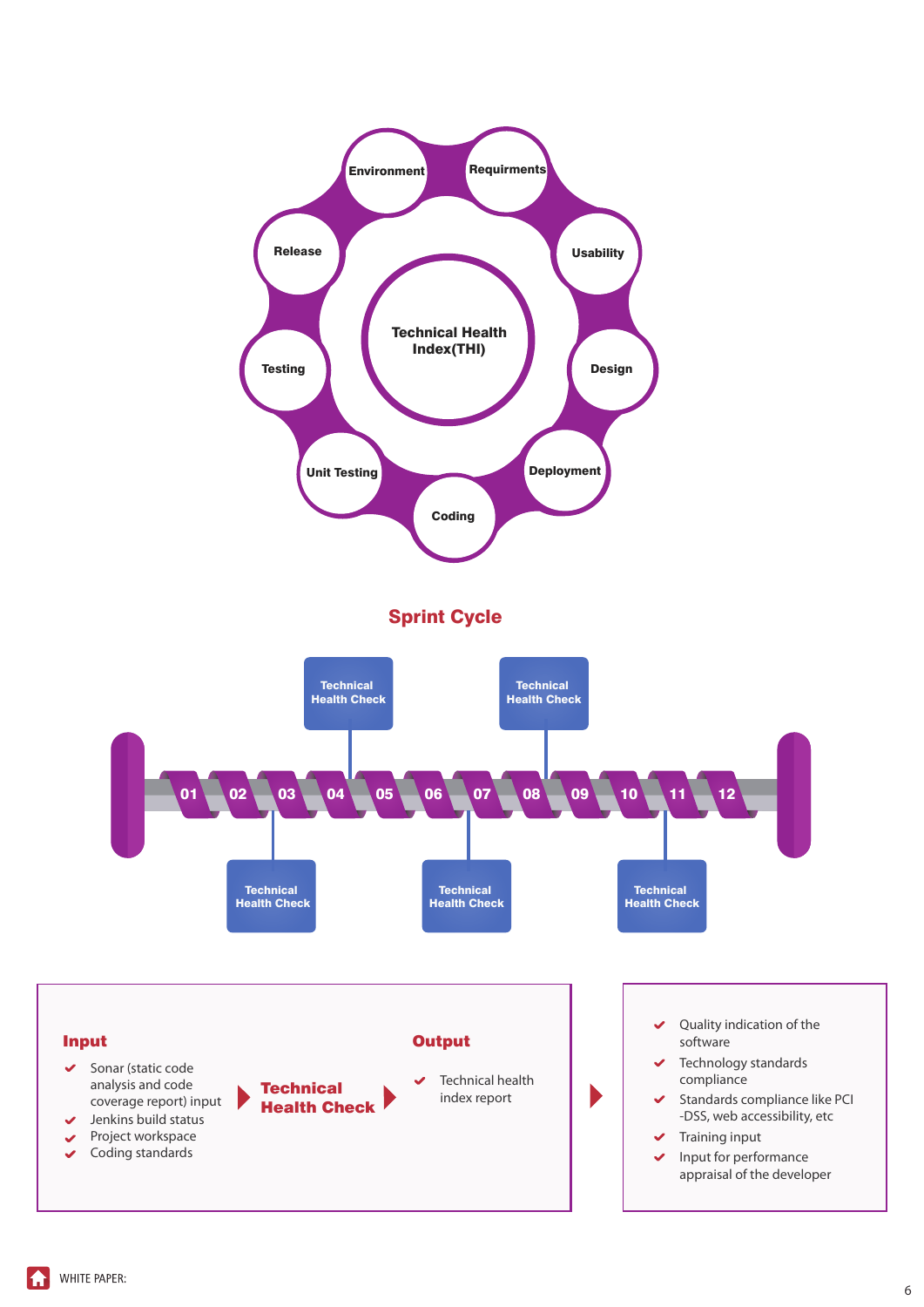Technical Health Index(THI)

Environment
Requirments
Usability
Design
Deployment
Coding
Unit Testing
Testing
Release

## Sprint Cycle

01 02 03 04 05 06 07 08 09 10 11 12

Technical Health Check
Technical Health Check
Technical Health Check
Technical Health Check
Technical Health Check

**Input**

- Sonar (static code analysis and code coverage report) input
- Jenkins build status
- Project workspace
- Coding standards

**Technical Health Check**

**Output**

- Technical health index report

- Quality indication of the software
- Technology standards compliance
- Standards compliance like PCI -DSS, web accessibility, etc
- Training input
- Input for performance appraisal of the developer

WHITE PAPER: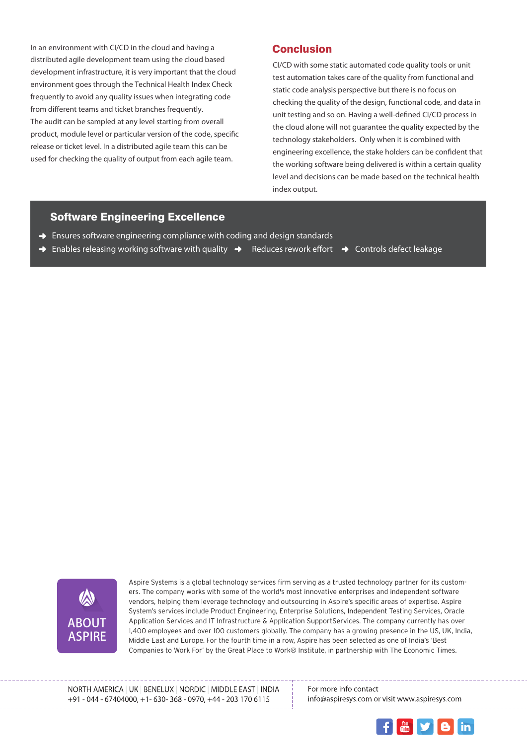In an environment with CI/CD in the cloud and having a distributed agile development team using the cloud based development infrastructure, it is very important that the cloud environment goes through the Technical Health Index Check frequently to avoid any quality issues when integrating code from different teams and ticket branches frequently.
The audit can be sampled at any level starting from overall product, module level or particular version of the code, specific release or ticket level. In a distributed agile team this can be used for checking the quality of output from each agile team.

## Conclusion

CI/CD with some static automated code quality tools or unit test automation takes care of the quality from functional and static code analysis perspective but there is no focus on checking the quality of the design, functional code, and data in unit testing and so on. Having a well-defined CI/CD process in the cloud alone will not guarantee the quality expected by the technology stakeholders. Only when it is combined with engineering excellence, the stake holders can be confident that the working software being delivered is within a certain quality level and decisions can be made based on the technical health index output.

### Software Engineering Excellence

- Ensures software engineering compliance with coding and design standards
- Enables releasing working software with quality
- Reduces rework effort
- Controls defect leakage

## ABOUT ASPIRE

Aspire Systems is a global technology services firm serving as a trusted technology partner for its customers. The company works with some of the world's most innovative enterprises and independent software vendors, helping them leverage technology and outsourcing in Aspire's specific areas of expertise. Aspire System's services include Product Engineering, Enterprise Solutions, Independent Testing Services, Oracle Application Services and IT Infrastructure & Application SupportServices. The company currently has over 1,400 employees and over 100 customers globally. The company has a growing presence in the US, UK, India, Middle East and Europe. For the fourth time in a row, Aspire has been selected as one of India's 'Best Companies to Work For' by the Great Place to Work® Institute, in partnership with The Economic Times.

NORTH AMERICA | UK | BENELUX | NORDIC | MIDDLE EAST | INDIA
+91 - 044 - 67404000, +1- 630- 368 - 0970, +44 - 203 170 6115

For more info contact
info@aspiresys.com or visit www.aspiresys.com